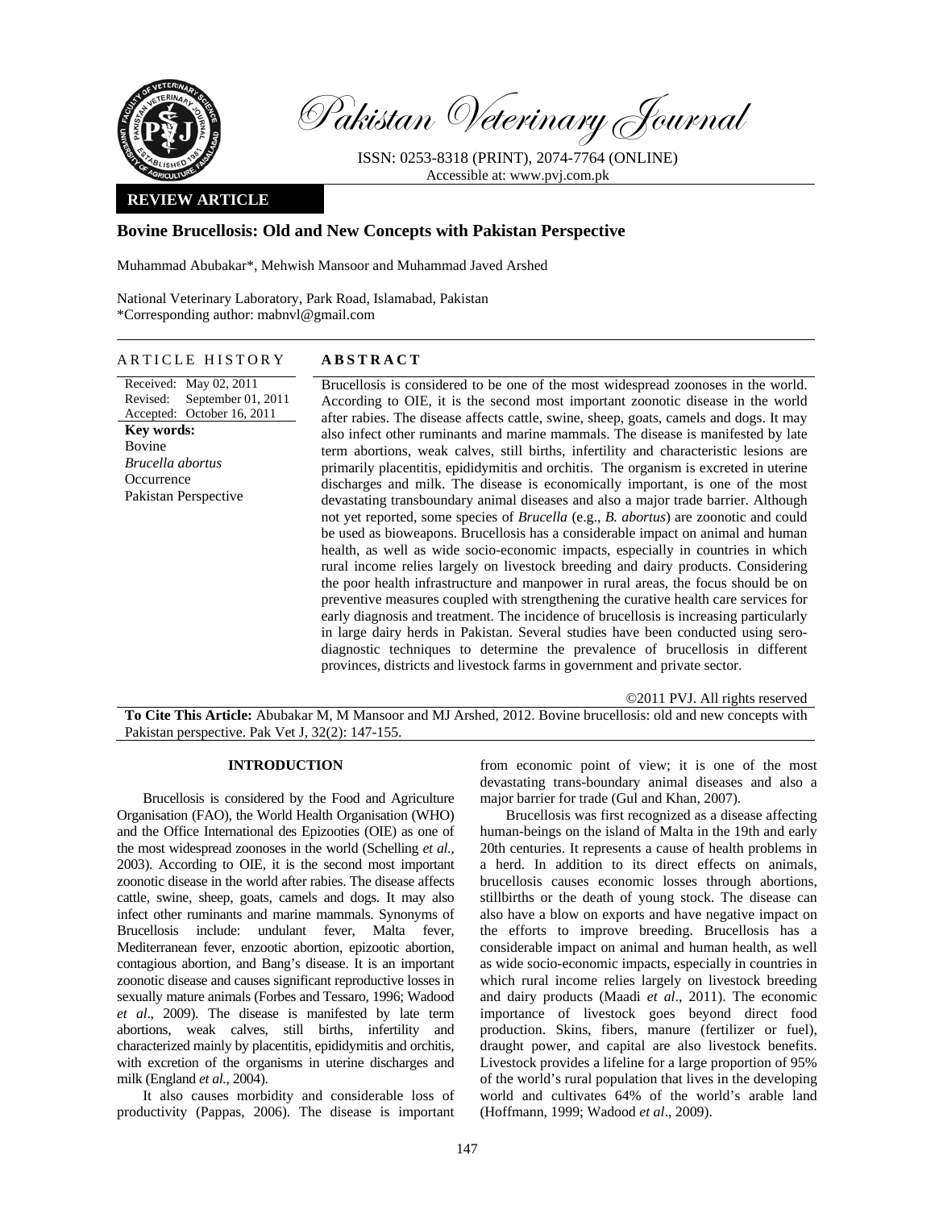Pakistan Veterinary Journal

ISSN: 0253-8318 (PRINT), 2074-7764 (ONLINE)
Accessible at: www.pvj.com.pk

**REVIEW ARTICLE**

# Bovine Brucellosis: Old and New Concepts with Pakistan Perspective

Muhammad Abubakar*, Mehwish Mansoor and Muhammad Javed Arshed

National Veterinary Laboratory, Park Road, Islamabad, Pakistan
*Corresponding author: mabnvl@gmail.com

## ARTICLE HISTORY

Received: May 02, 2011
Revised: September 01, 2011
Accepted: October 16, 2011

**Key words:**
Bovine
*Brucella abortus*
Occurrence
Pakistan Perspective

## ABSTRACT

Brucellosis is considered to be one of the most widespread zoonoses in the world. According to OIE, it is the second most important zoonotic disease in the world after rabies. The disease affects cattle, swine, sheep, goats, camels and dogs. It may also infect other ruminants and marine mammals. The disease is manifested by late term abortions, weak calves, still births, infertility and characteristic lesions are primarily placentitis, epididymitis and orchitis. The organism is excreted in uterine discharges and milk. The disease is economically important, is one of the most devastating transboundary animal diseases and also a major trade barrier. Although not yet reported, some species of *Brucella* (e.g., *B. abortus*) are zoonotic and could be used as bioweapons. Brucellosis has a considerable impact on animal and human health, as well as wide socio-economic impacts, especially in countries in which rural income relies largely on livestock breeding and dairy products. Considering the poor health infrastructure and manpower in rural areas, the focus should be on preventive measures coupled with strengthening the curative health care services for early diagnosis and treatment. The incidence of brucellosis is increasing particularly in large dairy herds in Pakistan. Several studies have been conducted using sero-diagnostic techniques to determine the prevalence of brucellosis in different provinces, districts and livestock farms in government and private sector.

©2011 PVJ. All rights reserved

**To Cite This Article:** Abubakar M, M Mansoor and MJ Arshed, 2012. Bovine brucellosis: old and new concepts with Pakistan perspective. Pak Vet J, 32(2): 147-155.

## INTRODUCTION

Brucellosis is considered by the Food and Agriculture Organisation (FAO), the World Health Organisation (WHO) and the Office International des Epizooties (OIE) as one of the most widespread zoonoses in the world (Schelling *et al.*, 2003). According to OIE, it is the second most important zoonotic disease in the world after rabies. The disease affects cattle, swine, sheep, goats, camels and dogs. It may also infect other ruminants and marine mammals. Synonyms of Brucellosis include: undulant fever, Malta fever, Mediterranean fever, enzootic abortion, epizootic abortion, contagious abortion, and Bang's disease. It is an important zoonotic disease and causes significant reproductive losses in sexually mature animals (Forbes and Tessaro, 1996; Wadood *et al*., 2009). The disease is manifested by late term abortions, weak calves, still births, infertility and characterized mainly by placentitis, epididymitis and orchitis, with excretion of the organisms in uterine discharges and milk (England *et al.*, 2004).

It also causes morbidity and considerable loss of productivity (Pappas, 2006). The disease is important from economic point of view; it is one of the most devastating trans-boundary animal diseases and also a major barrier for trade (Gul and Khan, 2007).

Brucellosis was first recognized as a disease affecting human-beings on the island of Malta in the 19th and early 20th centuries. It represents a cause of health problems in a herd. In addition to its direct effects on animals, brucellosis causes economic losses through abortions, stillbirths or the death of young stock. The disease can also have a blow on exports and have negative impact on the efforts to improve breeding. Brucellosis has a considerable impact on animal and human health, as well as wide socio-economic impacts, especially in countries in which rural income relies largely on livestock breeding and dairy products (Maadi *et al*., 2011). The economic importance of livestock goes beyond direct food production. Skins, fibers, manure (fertilizer or fuel), draught power, and capital are also livestock benefits. Livestock provides a lifeline for a large proportion of 95% of the world's rural population that lives in the developing world and cultivates 64% of the world's arable land (Hoffmann, 1999; Wadood *et al*., 2009).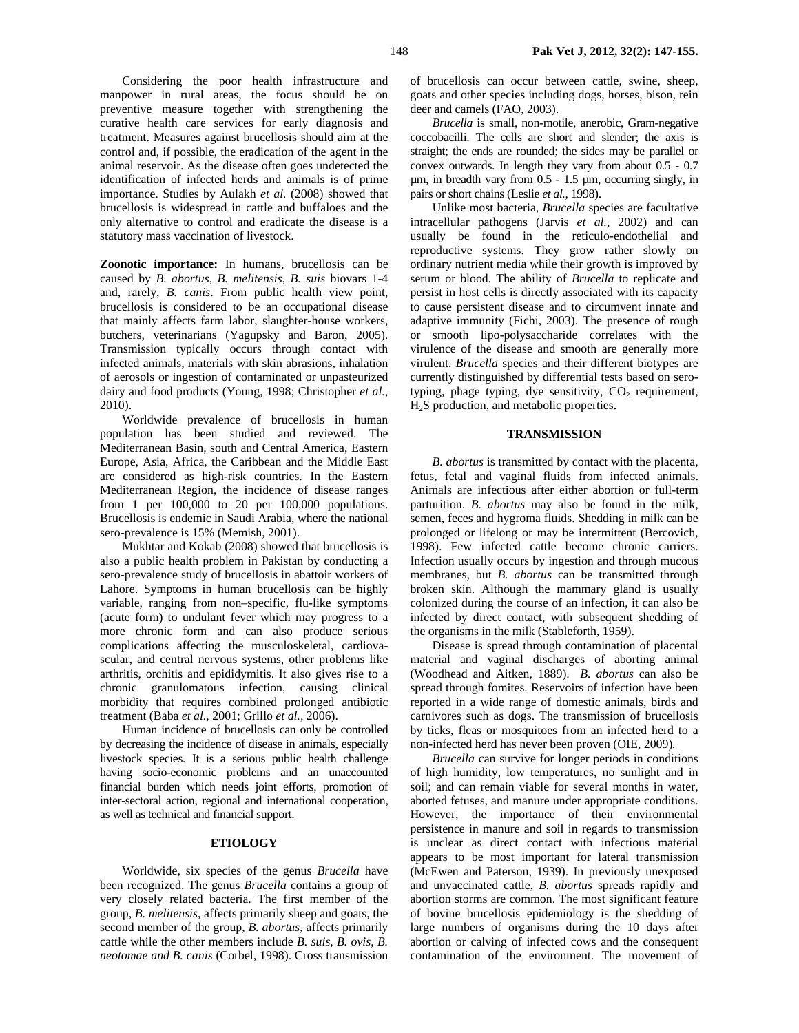Considering the poor health infrastructure and manpower in rural areas, the focus should be on preventive measure together with strengthening the curative health care services for early diagnosis and treatment. Measures against brucellosis should aim at the control and, if possible, the eradication of the agent in the animal reservoir. As the disease often goes undetected the identification of infected herds and animals is of prime importance. Studies by Aulakh *et al.* (2008) showed that brucellosis is widespread in cattle and buffaloes and the only alternative to control and eradicate the disease is a statutory mass vaccination of livestock.

**Zoonotic importance:** In humans, brucellosis can be caused by *B. abortus*, *B. melitensis*, *B. suis* biovars 1-4 and, rarely, *B. canis*. From public health view point, brucellosis is considered to be an occupational disease that mainly affects farm labor, slaughter-house workers, butchers, veterinarians (Yagupsky and Baron, 2005). Transmission typically occurs through contact with infected animals, materials with skin abrasions, inhalation of aerosols or ingestion of contaminated or unpasteurized dairy and food products (Young, 1998; Christopher *et al.*, 2010).

Worldwide prevalence of brucellosis in human population has been studied and reviewed. The Mediterranean Basin, south and Central America, Eastern Europe, Asia, Africa, the Caribbean and the Middle East are considered as high-risk countries. In the Eastern Mediterranean Region, the incidence of disease ranges from 1 per 100,000 to 20 per 100,000 populations. Brucellosis is endemic in Saudi Arabia, where the national sero-prevalence is 15% (Memish, 2001).

Mukhtar and Kokab (2008) showed that brucellosis is also a public health problem in Pakistan by conducting a sero-prevalence study of brucellosis in abattoir workers of Lahore. Symptoms in human brucellosis can be highly variable, ranging from non–specific, flu-like symptoms (acute form) to undulant fever which may progress to a more chronic form and can also produce serious complications affecting the musculoskeletal, cardiovascular, and central nervous systems, other problems like arthritis, orchitis and epididymitis. It also gives rise to a chronic granulomatous infection, causing clinical morbidity that requires combined prolonged antibiotic treatment (Baba *et al.*, 2001; Grillo *et al.*, 2006).

Human incidence of brucellosis can only be controlled by decreasing the incidence of disease in animals, especially livestock species. It is a serious public health challenge having socio-economic problems and an unaccounted financial burden which needs joint efforts, promotion of inter-sectoral action, regional and international cooperation, as well as technical and financial support.

## ETIOLOGY

Worldwide, six species of the genus *Brucella* have been recognized. The genus *Brucella* contains a group of very closely related bacteria. The first member of the group, *B. melitensis*, affects primarily sheep and goats, the second member of the group, *B. abortus*, affects primarily cattle while the other members include *B. suis*, *B. ovis*, *B. neotomae and B. canis* (Corbel, 1998). Cross transmission of brucellosis can occur between cattle, swine, sheep, goats and other species including dogs, horses, bison, rein deer and camels (FAO, 2003).

*Brucella* is small, non-motile, anerobic, Gram-negative coccobacilli. The cells are short and slender; the axis is straight; the ends are rounded; the sides may be parallel or convex outwards. In length they vary from about 0.5 - 0.7 µm, in breadth vary from 0.5 - 1.5 µm, occurring singly, in pairs or short chains (Leslie *et al.,* 1998).

Unlike most bacteria, *Brucella* species are facultative intracellular pathogens (Jarvis *et al.*, 2002) and can usually be found in the reticulo-endothelial and reproductive systems. They grow rather slowly on ordinary nutrient media while their growth is improved by serum or blood. The ability of *Brucella* to replicate and persist in host cells is directly associated with its capacity to cause persistent disease and to circumvent innate and adaptive immunity (Fichi, 2003). The presence of rough or smooth lipo-polysaccharide correlates with the virulence of the disease and smooth are generally more virulent. *Brucella* species and their different biotypes are currently distinguished by differential tests based on sero-typing, phage typing, dye sensitivity, $CO_2$ requirement, $H_2S$ production, and metabolic properties.

## TRANSMISSION

*B. abortus* is transmitted by contact with the placenta, fetus, fetal and vaginal fluids from infected animals. Animals are infectious after either abortion or full-term parturition. *B. abortus* may also be found in the milk, semen, feces and hygroma fluids. Shedding in milk can be prolonged or lifelong or may be intermittent (Bercovich, 1998). Few infected cattle become chronic carriers. Infection usually occurs by ingestion and through mucous membranes, but *B. abortus* can be transmitted through broken skin. Although the mammary gland is usually colonized during the course of an infection, it can also be infected by direct contact, with subsequent shedding of the organisms in the milk (Stableforth, 1959).

Disease is spread through contamination of placental material and vaginal discharges of aborting animal (Woodhead and Aitken, 1889). *B. abortus* can also be spread through fomites. Reservoirs of infection have been reported in a wide range of domestic animals, birds and carnivores such as dogs. The transmission of brucellosis by ticks, fleas or mosquitoes from an infected herd to a non-infected herd has never been proven (OIE, 2009).

*Brucella* can survive for longer periods in conditions of high humidity, low temperatures, no sunlight and in soil; and can remain viable for several months in water, aborted fetuses, and manure under appropriate conditions. However, the importance of their environmental persistence in manure and soil in regards to transmission is unclear as direct contact with infectious material appears to be most important for lateral transmission (McEwen and Paterson, 1939). In previously unexposed and unvaccinated cattle, *B. abortus* spreads rapidly and abortion storms are common. The most significant feature of bovine brucellosis epidemiology is the shedding of large numbers of organisms during the 10 days after abortion or calving of infected cows and the consequent contamination of the environment. The movement of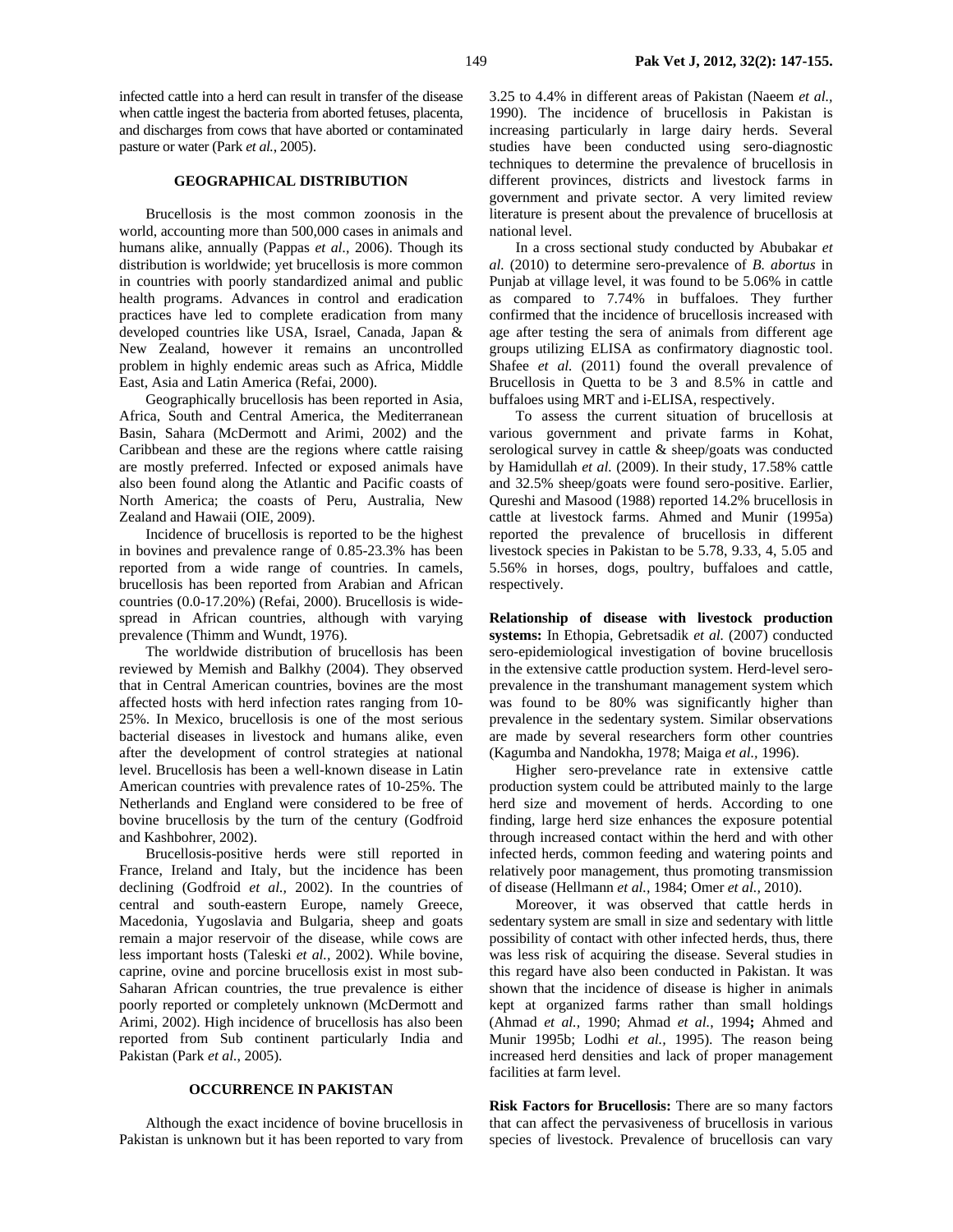infected cattle into a herd can result in transfer of the disease when cattle ingest the bacteria from aborted fetuses, placenta, and discharges from cows that have aborted or contaminated pasture or water (Park *et al.*, 2005).

## GEOGRAPHICAL DISTRIBUTION

Brucellosis is the most common zoonosis in the world, accounting more than 500,000 cases in animals and humans alike, annually (Pappas *et al.,* 2006). Though its distribution is worldwide; yet brucellosis is more common in countries with poorly standardized animal and public health programs. Advances in control and eradication practices have led to complete eradication from many developed countries like USA, Israel, Canada, Japan & New Zealand, however it remains an uncontrolled problem in highly endemic areas such as Africa, Middle East, Asia and Latin America (Refai, 2000).

Geographically brucellosis has been reported in Asia, Africa, South and Central America, the Mediterranean Basin, Sahara (McDermott and Arimi, 2002) and the Caribbean and these are the regions where cattle raising are mostly preferred. Infected or exposed animals have also been found along the Atlantic and Pacific coasts of North America; the coasts of Peru, Australia, New Zealand and Hawaii (OIE, 2009).

Incidence of brucellosis is reported to be the highest in bovines and prevalence range of 0.85-23.3% has been reported from a wide range of countries. In camels, brucellosis has been reported from Arabian and African countries (0.0-17.20%) (Refai, 2000). Brucellosis is wide-spread in African countries, although with varying prevalence (Thimm and Wundt, 1976).

The worldwide distribution of brucellosis has been reviewed by Memish and Balkhy (2004). They observed that in Central American countries, bovines are the most affected hosts with herd infection rates ranging from 10-25%. In Mexico, brucellosis is one of the most serious bacterial diseases in livestock and humans alike, even after the development of control strategies at national level. Brucellosis has been a well-known disease in Latin American countries with prevalence rates of 10-25%. The Netherlands and England were considered to be free of bovine brucellosis by the turn of the century (Godfroid and Kashbohrer, 2002).

Brucellosis-positive herds were still reported in France, Ireland and Italy, but the incidence has been declining (Godfroid *et al.,* 2002). In the countries of central and south-eastern Europe, namely Greece, Macedonia, Yugoslavia and Bulgaria, sheep and goats remain a major reservoir of the disease, while cows are less important hosts (Taleski *et al.*, 2002). While bovine, caprine, ovine and porcine brucellosis exist in most sub-Saharan African countries, the true prevalence is either poorly reported or completely unknown (McDermott and Arimi, 2002). High incidence of brucellosis has also been reported from Sub continent particularly India and Pakistan (Park *et al.*, 2005).

## OCCURRENCE IN PAKISTAN

Although the exact incidence of bovine brucellosis in Pakistan is unknown but it has been reported to vary from 3.25 to 4.4% in different areas of Pakistan (Naeem *et al.*, 1990). The incidence of brucellosis in Pakistan is increasing particularly in large dairy herds. Several studies have been conducted using sero-diagnostic techniques to determine the prevalence of brucellosis in different provinces, districts and livestock farms in government and private sector. A very limited review literature is present about the prevalence of brucellosis at national level.

In a cross sectional study conducted by Abubakar *et al.* (2010) to determine sero-prevalence of *B. abortus* in Punjab at village level, it was found to be 5.06% in cattle as compared to 7.74% in buffaloes. They further confirmed that the incidence of brucellosis increased with age after testing the sera of animals from different age groups utilizing ELISA as confirmatory diagnostic tool. Shafee *et al.* (2011) found the overall prevalence of Brucellosis in Quetta to be 3 and 8.5% in cattle and buffaloes using MRT and i-ELISA, respectively.

To assess the current situation of brucellosis at various government and private farms in Kohat, serological survey in cattle & sheep/goats was conducted by Hamidullah *et al.* (2009). In their study, 17.58% cattle and 32.5% sheep/goats were found sero-positive. Earlier, Qureshi and Masood (1988) reported 14.2% brucellosis in cattle at livestock farms. Ahmed and Munir (1995a) reported the prevalence of brucellosis in different livestock species in Pakistan to be 5.78, 9.33, 4, 5.05 and 5.56% in horses, dogs, poultry, buffaloes and cattle, respectively.

**Relationship of disease with livestock production systems:** In Ethopia, Gebretsadik *et al.* (2007) conducted sero-epidemiological investigation of bovine brucellosis in the extensive cattle production system. Herd-level sero-prevalence in the transhumant management system which was found to be 80% was significantly higher than prevalence in the sedentary system. Similar observations are made by several researchers form other countries (Kagumba and Nandokha, 1978; Maiga *et al.*, 1996).

Higher sero-prevelance rate in extensive cattle production system could be attributed mainly to the large herd size and movement of herds. According to one finding, large herd size enhances the exposure potential through increased contact within the herd and with other infected herds, common feeding and watering points and relatively poor management, thus promoting transmission of disease (Hellmann *et al.,* 1984; Omer *et al.,* 2010).

Moreover, it was observed that cattle herds in sedentary system are small in size and sedentary with little possibility of contact with other infected herds, thus, there was less risk of acquiring the disease. Several studies in this regard have also been conducted in Pakistan. It was shown that the incidence of disease is higher in animals kept at organized farms rather than small holdings (Ahmad *et al.,* 1990; Ahmad *et al.*, 1994**;** Ahmed and Munir 1995b; Lodhi *et al.,* 1995). The reason being increased herd densities and lack of proper management facilities at farm level.

**Risk Factors for Brucellosis:** There are so many factors that can affect the pervasiveness of brucellosis in various species of livestock. Prevalence of brucellosis can vary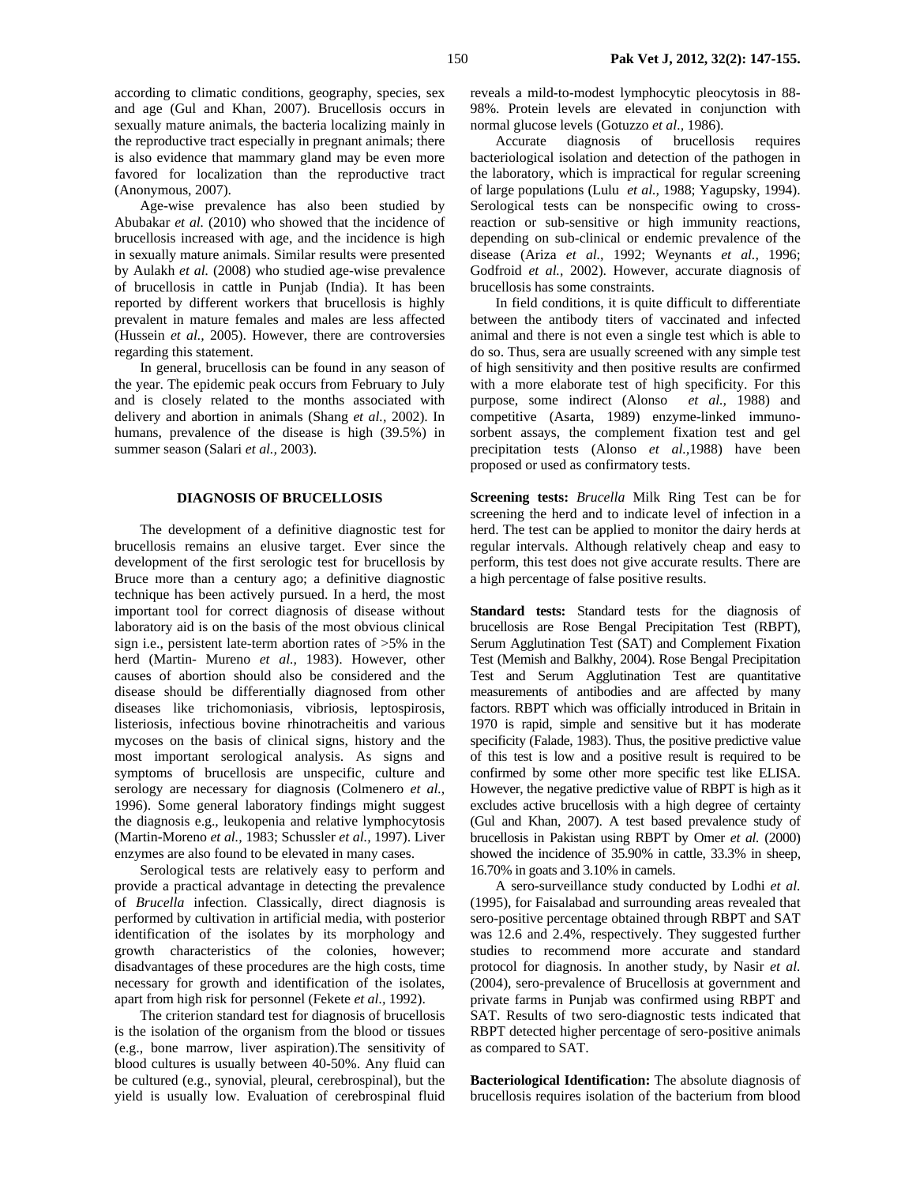according to climatic conditions, geography, species, sex and age (Gul and Khan, 2007). Brucellosis occurs in sexually mature animals, the bacteria localizing mainly in the reproductive tract especially in pregnant animals; there is also evidence that mammary gland may be even more favored for localization than the reproductive tract (Anonymous, 2007).

Age-wise prevalence has also been studied by Abubakar *et al.* (2010) who showed that the incidence of brucellosis increased with age, and the incidence is high in sexually mature animals. Similar results were presented by Aulakh *et al.* (2008) who studied age-wise prevalence of brucellosis in cattle in Punjab (India). It has been reported by different workers that brucellosis is highly prevalent in mature females and males are less affected (Hussein *et al.,* 2005). However, there are controversies regarding this statement.

In general, brucellosis can be found in any season of the year. The epidemic peak occurs from February to July and is closely related to the months associated with delivery and abortion in animals (Shang *et al.,* 2002). In humans, prevalence of the disease is high (39.5%) in summer season (Salari *et al.,* 2003).

## DIAGNOSIS OF BRUCELLOSIS

The development of a definitive diagnostic test for brucellosis remains an elusive target. Ever since the development of the first serologic test for brucellosis by Bruce more than a century ago; a definitive diagnostic technique has been actively pursued. In a herd, the most important tool for correct diagnosis of disease without laboratory aid is on the basis of the most obvious clinical sign i.e., persistent late-term abortion rates of >5% in the herd (Martin- Mureno *et al.,* 1983). However, other causes of abortion should also be considered and the disease should be differentially diagnosed from other diseases like trichomoniasis, vibriosis, leptospirosis, listeriosis, infectious bovine rhinotracheitis and various mycoses on the basis of clinical signs, history and the most important serological analysis. As signs and symptoms of brucellosis are unspecific, culture and serology are necessary for diagnosis (Colmenero *et al.,* 1996). Some general laboratory findings might suggest the diagnosis e.g., leukopenia and relative lymphocytosis (Martin-Moreno *et al.,* 1983; Schussler *et al.,* 1997). Liver enzymes are also found to be elevated in many cases.

Serological tests are relatively easy to perform and provide a practical advantage in detecting the prevalence of *Brucella* infection. Classically, direct diagnosis is performed by cultivation in artificial media, with posterior identification of the isolates by its morphology and growth characteristics of the colonies, however; disadvantages of these procedures are the high costs, time necessary for growth and identification of the isolates, apart from high risk for personnel (Fekete *et al.,* 1992).

The criterion standard test for diagnosis of brucellosis is the isolation of the organism from the blood or tissues (e.g., bone marrow, liver aspiration).The sensitivity of blood cultures is usually between 40-50%. Any fluid can be cultured (e.g., synovial, pleural, cerebrospinal), but the yield is usually low. Evaluation of cerebrospinal fluid reveals a mild-to-modest lymphocytic pleocytosis in 88-98%. Protein levels are elevated in conjunction with normal glucose levels (Gotuzzo *et al.,* 1986).

Accurate diagnosis of brucellosis requires bacteriological isolation and detection of the pathogen in the laboratory, which is impractical for regular screening of large populations (Lulu *et al.,* 1988; Yagupsky, 1994). Serological tests can be nonspecific owing to cross-reaction or sub-sensitive or high immunity reactions, depending on sub-clinical or endemic prevalence of the disease (Ariza *et al.,* 1992; Weynants *et al.,* 1996; Godfroid *et al.,* 2002). However, accurate diagnosis of brucellosis has some constraints.

In field conditions, it is quite difficult to differentiate between the antibody titers of vaccinated and infected animal and there is not even a single test which is able to do so. Thus, sera are usually screened with any simple test of high sensitivity and then positive results are confirmed with a more elaborate test of high specificity. For this purpose, some indirect (Alonso *et al.,* 1988) and competitive (Asarta, 1989) enzyme-linked immuno-sorbent assays, the complement fixation test and gel precipitation tests (Alonso *et al.,*1988) have been proposed or used as confirmatory tests.

**Screening tests:** *Brucella* Milk Ring Test can be for screening the herd and to indicate level of infection in a herd. The test can be applied to monitor the dairy herds at regular intervals. Although relatively cheap and easy to perform, this test does not give accurate results. There are a high percentage of false positive results.

**Standard tests:** Standard tests for the diagnosis of brucellosis are Rose Bengal Precipitation Test (RBPT), Serum Agglutination Test (SAT) and Complement Fixation Test (Memish and Balkhy, 2004). Rose Bengal Precipitation Test and Serum Agglutination Test are quantitative measurements of antibodies and are affected by many factors. RBPT which was officially introduced in Britain in 1970 is rapid, simple and sensitive but it has moderate specificity (Falade, 1983). Thus, the positive predictive value of this test is low and a positive result is required to be confirmed by some other more specific test like ELISA. However, the negative predictive value of RBPT is high as it excludes active brucellosis with a high degree of certainty (Gul and Khan, 2007). A test based prevalence study of brucellosis in Pakistan using RBPT by Omer *et al.* (2000) showed the incidence of 35.90% in cattle, 33.3% in sheep, 16.70% in goats and 3.10% in camels.

A sero-surveillance study conducted by Lodhi *et al.* (1995), for Faisalabad and surrounding areas revealed that sero-positive percentage obtained through RBPT and SAT was 12.6 and 2.4%, respectively. They suggested further studies to recommend more accurate and standard protocol for diagnosis. In another study, by Nasir *et al.* (2004), sero-prevalence of Brucellosis at government and private farms in Punjab was confirmed using RBPT and SAT. Results of two sero-diagnostic tests indicated that RBPT detected higher percentage of sero-positive animals as compared to SAT.

**Bacteriological Identification:** The absolute diagnosis of brucellosis requires isolation of the bacterium from blood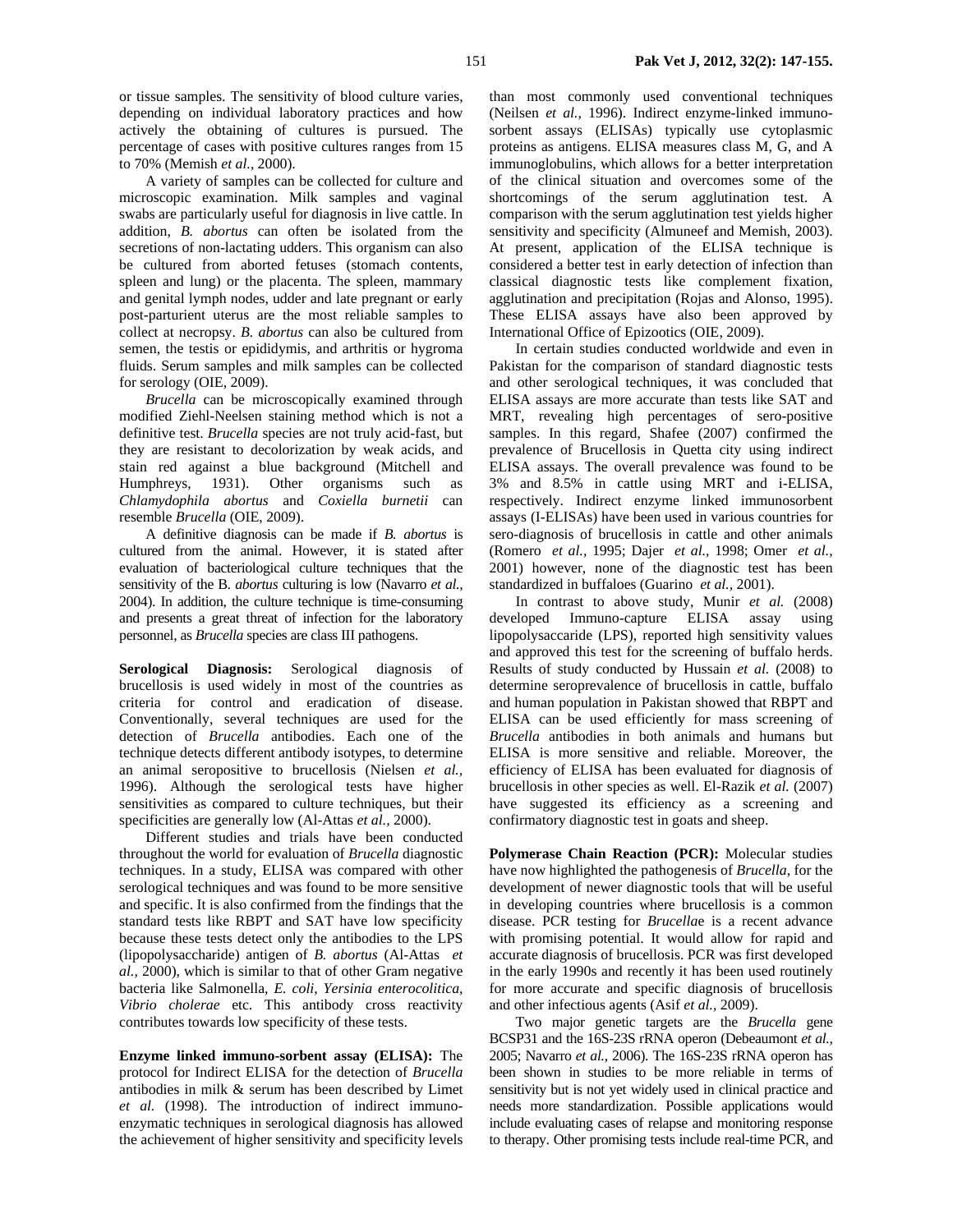or tissue samples. The sensitivity of blood culture varies, depending on individual laboratory practices and how actively the obtaining of cultures is pursued. The percentage of cases with positive cultures ranges from 15 to 70% (Memish *et al.,* 2000).

A variety of samples can be collected for culture and microscopic examination. Milk samples and vaginal swabs are particularly useful for diagnosis in live cattle. In addition, *B. abortus* can often be isolated from the secretions of non-lactating udders. This organism can also be cultured from aborted fetuses (stomach contents, spleen and lung) or the placenta. The spleen, mammary and genital lymph nodes, udder and late pregnant or early post-parturient uterus are the most reliable samples to collect at necropsy. *B. abortus* can also be cultured from semen, the testis or epididymis, and arthritis or hygroma fluids. Serum samples and milk samples can be collected for serology (OIE, 2009).

*Brucella* can be microscopically examined through modified Ziehl-Neelsen staining method which is not a definitive test. *Brucella* species are not truly acid-fast, but they are resistant to decolorization by weak acids, and stain red against a blue background (Mitchell and Humphreys, 1931). Other organisms such as *Chlamydophila abortus* and *Coxiella burnetii* can resemble *Brucella* (OIE, 2009).

A definitive diagnosis can be made if *B. abortus* is cultured from the animal. However, it is stated after evaluation of bacteriological culture techniques that the sensitivity of the B. *abortus* culturing is low (Navarro *et al.,* 2004). In addition, the culture technique is time-consuming and presents a great threat of infection for the laboratory personnel, as *Brucella* species are class III pathogens.

**Serological Diagnosis:** Serological diagnosis of brucellosis is used widely in most of the countries as criteria for control and eradication of disease. Conventionally, several techniques are used for the detection of *Brucella* antibodies. Each one of the technique detects different antibody isotypes, to determine an animal seropositive to brucellosis (Nielsen *et al.,* 1996). Although the serological tests have higher sensitivities as compared to culture techniques, but their specificities are generally low (Al-Attas *et al.,* 2000).

Different studies and trials have been conducted throughout the world for evaluation of *Brucella* diagnostic techniques. In a study, ELISA was compared with other serological techniques and was found to be more sensitive and specific. It is also confirmed from the findings that the standard tests like RBPT and SAT have low specificity because these tests detect only the antibodies to the LPS (lipopolysaccharide) antigen of *B. abortus* (Al-Attas *et al.,* 2000), which is similar to that of other Gram negative bacteria like Salmonella, *E. coli*, *Yersinia enterocolitica*, *Vibrio cholerae* etc. This antibody cross reactivity contributes towards low specificity of these tests.

**Enzyme linked immuno-sorbent assay (ELISA):** The protocol for Indirect ELISA for the detection of *Brucella* antibodies in milk & serum has been described by Limet *et al.* (1998). The introduction of indirect immuno-enzymatic techniques in serological diagnosis has allowed the achievement of higher sensitivity and specificity levels than most commonly used conventional techniques (Neilsen *et al.,* 1996). Indirect enzyme-linked immuno-sorbent assays (ELISAs) typically use cytoplasmic proteins as antigens. ELISA measures class M, G, and A immunoglobulins, which allows for a better interpretation of the clinical situation and overcomes some of the shortcomings of the serum agglutination test. A comparison with the serum agglutination test yields higher sensitivity and specificity (Almuneef and Memish, 2003). At present, application of the ELISA technique is considered a better test in early detection of infection than classical diagnostic tests like complement fixation, agglutination and precipitation (Rojas and Alonso, 1995). These ELISA assays have also been approved by International Office of Epizootics (OIE, 2009).

In certain studies conducted worldwide and even in Pakistan for the comparison of standard diagnostic tests and other serological techniques, it was concluded that ELISA assays are more accurate than tests like SAT and MRT, revealing high percentages of sero-positive samples. In this regard, Shafee (2007) confirmed the prevalence of Brucellosis in Quetta city using indirect ELISA assays. The overall prevalence was found to be 3% and 8.5% in cattle using MRT and i-ELISA, respectively. Indirect enzyme linked immunosorbent assays (I-ELISAs) have been used in various countries for sero-diagnosis of brucellosis in cattle and other animals (Romero *et al.,* 1995; Dajer *et al.,* 1998; Omer *et al.,* 2001) however, none of the diagnostic test has been standardized in buffaloes (Guarino *et al.,* 2001).

In contrast to above study, Munir *et al.* (2008) developed Immuno-capture ELISA assay using lipopolysaccaride (LPS), reported high sensitivity values and approved this test for the screening of buffalo herds. Results of study conducted by Hussain *et al.* (2008) to determine seroprevalence of brucellosis in cattle, buffalo and human population in Pakistan showed that RBPT and ELISA can be used efficiently for mass screening of *Brucella* antibodies in both animals and humans but ELISA is more sensitive and reliable. Moreover, the efficiency of ELISA has been evaluated for diagnosis of brucellosis in other species as well. El-Razik *et al.* (2007) have suggested its efficiency as a screening and confirmatory diagnostic test in goats and sheep.

**Polymerase Chain Reaction (PCR):** Molecular studies have now highlighted the pathogenesis of *Brucella*, for the development of newer diagnostic tools that will be useful in developing countries where brucellosis is a common disease. PCR testing for *Brucella*e is a recent advance with promising potential. It would allow for rapid and accurate diagnosis of brucellosis. PCR was first developed in the early 1990s and recently it has been used routinely for more accurate and specific diagnosis of brucellosis and other infectious agents (Asif *et al.,* 2009).

Two major genetic targets are the *Brucella* gene BCSP31 and the 16S-23S rRNA operon (Debeaumont *et al.,* 2005; Navarro *et al.,* 2006). The 16S-23S rRNA operon has been shown in studies to be more reliable in terms of sensitivity but is not yet widely used in clinical practice and needs more standardization. Possible applications would include evaluating cases of relapse and monitoring response to therapy. Other promising tests include real-time PCR, and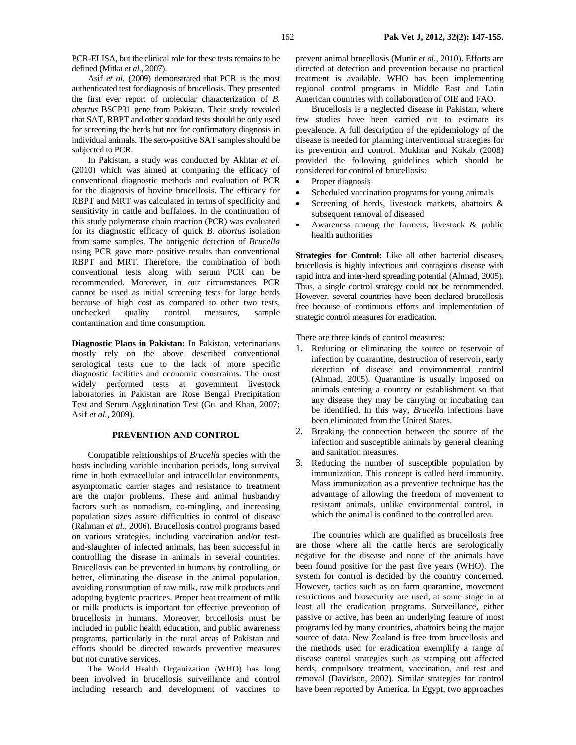PCR-ELISA, but the clinical role for these tests remains to be defined (Mitka *et al.,* 2007).

Asif *et al.* (2009) demonstrated that PCR is the most authenticated test for diagnosis of brucellosis. They presented the first ever report of molecular characterization of *B. abortus* BSCP31 gene from Pakistan. Their study revealed that SAT, RBPT and other standard tests should be only used for screening the herds but not for confirmatory diagnosis in individual animals. The sero-positive SAT samples should be subjected to PCR.

In Pakistan, a study was conducted by Akhtar *et al.* (2010) which was aimed at comparing the efficacy of conventional diagnostic methods and evaluation of PCR for the diagnosis of bovine brucellosis. The efficacy for RBPT and MRT was calculated in terms of specificity and sensitivity in cattle and buffaloes. In the continuation of this study polymerase chain reaction (PCR) was evaluated for its diagnostic efficacy of quick *B. abortus* isolation from same samples. The antigenic detection of *Brucella* using PCR gave more positive results than conventional RBPT and MRT. Therefore, the combination of both conventional tests along with serum PCR can be recommended. Moreover, in our circumstances PCR cannot be used as initial screening tests for large herds because of high cost as compared to other two tests, unchecked quality control measures, sample contamination and time consumption.

**Diagnostic Plans in Pakistan:** In Pakistan, veterinarians mostly rely on the above described conventional serological tests due to the lack of more specific diagnostic facilities and economic constraints. The most widely performed tests at government livestock laboratories in Pakistan are Rose Bengal Precipitation Test and Serum Agglutination Test (Gul and Khan, 2007; Asif *et al.,* 2009).

## PREVENTION AND CONTROL

Compatible relationships of *Brucella* species with the hosts including variable incubation periods, long survival time in both extracellular and intracellular environments, asymptomatic carrier stages and resistance to treatment are the major problems. These and animal husbandry factors such as nomadism, co-mingling, and increasing population sizes assure difficulties in control of disease (Rahman *et al.,* 2006). Brucellosis control programs based on various strategies, including vaccination and/or test-and-slaughter of infected animals, has been successful in controlling the disease in animals in several countries. Brucellosis can be prevented in humans by controlling, or better, eliminating the disease in the animal population, avoiding consumption of raw milk, raw milk products and adopting hygienic practices. Proper heat treatment of milk or milk products is important for effective prevention of brucellosis in humans. Moreover, brucellosis must be included in public health education, and public awareness programs, particularly in the rural areas of Pakistan and efforts should be directed towards preventive measures but not curative services.

The World Health Organization (WHO) has long been involved in brucellosis surveillance and control including research and development of vaccines to prevent animal brucellosis (Munir *et al*., 2010). Efforts are directed at detection and prevention because no practical treatment is available. WHO has been implementing regional control programs in Middle East and Latin American countries with collaboration of OIE and FAO.

Brucellosis is a neglected disease in Pakistan, where few studies have been carried out to estimate its prevalence. A full description of the epidemiology of the disease is needed for planning interventional strategies for its prevention and control. Mukhtar and Kokab (2008) provided the following guidelines which should be considered for control of brucellosis:

- Proper diagnosis
- Scheduled vaccination programs for young animals
- Screening of herds, livestock markets, abattoirs & subsequent removal of diseased
- Awareness among the farmers, livestock & public health authorities

**Strategies for Control:** Like all other bacterial diseases, brucellosis is highly infectious and contagious disease with rapid intra and inter-herd spreading potential (Ahmad, 2005). Thus, a single control strategy could not be recommended. However, several countries have been declared brucellosis free because of continuous efforts and implementation of strategic control measures for eradication.

There are three kinds of control measures:

1. Reducing or eliminating the source or reservoir of infection by quarantine, destruction of reservoir, early detection of disease and environmental control (Ahmad, 2005). Quarantine is usually imposed on animals entering a country or establishment so that any disease they may be carrying or incubating can be identified. In this way, *Brucella* infections have been eliminated from the United States.
2. Breaking the connection between the source of the infection and susceptible animals by general cleaning and sanitation measures.
3. Reducing the number of susceptible population by immunization. This concept is called herd immunity. Mass immunization as a preventive technique has the advantage of allowing the freedom of movement to resistant animals, unlike environmental control, in which the animal is confined to the controlled area.

The countries which are qualified as brucellosis free are those where all the cattle herds are serologically negative for the disease and none of the animals have been found positive for the past five years (WHO). The system for control is decided by the country concerned. However, tactics such as on farm quarantine, movement restrictions and biosecurity are used, at some stage in at least all the eradication programs. Surveillance, either passive or active, has been an underlying feature of most programs led by many countries, abattoirs being the major source of data. New Zealand is free from brucellosis and the methods used for eradication exemplify a range of disease control strategies such as stamping out affected herds, compulsory treatment, vaccination, and test and removal (Davidson, 2002). Similar strategies for control have been reported by America. In Egypt, two approaches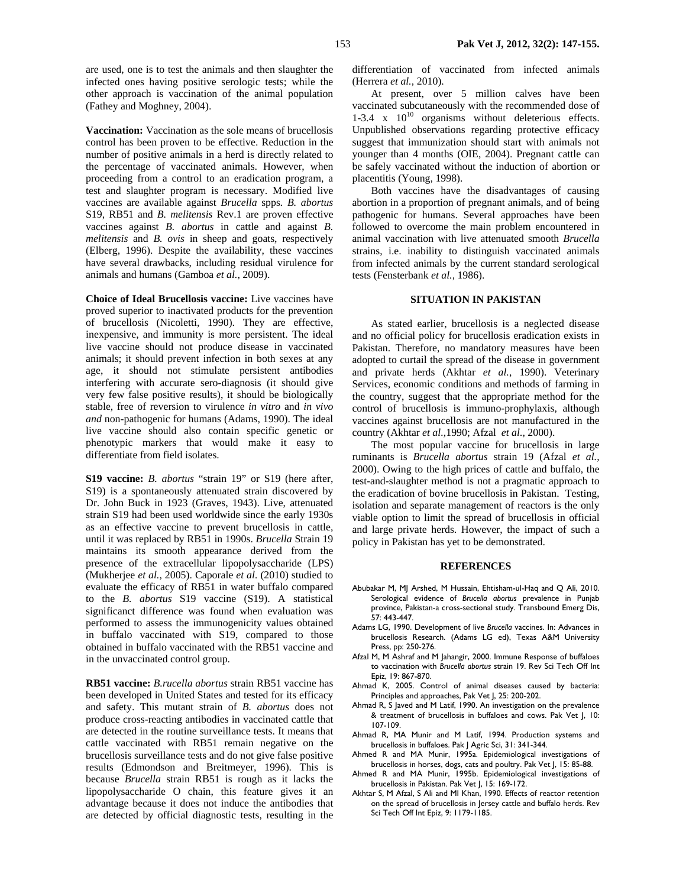are used, one is to test the animals and then slaughter the infected ones having positive serologic tests; while the other approach is vaccination of the animal population (Fathey and Moghney, 2004).

**Vaccination:** Vaccination as the sole means of brucellosis control has been proven to be effective. Reduction in the number of positive animals in a herd is directly related to the percentage of vaccinated animals. However, when proceeding from a control to an eradication program, a test and slaughter program is necessary. Modified live vaccines are available against *Brucella* spps. *B. abortus* S19, RB51 and *B. melitensis* Rev.1 are proven effective vaccines against *B. abortus* in cattle and against *B. melitensis* and *B. ovis* in sheep and goats, respectively (Elberg, 1996). Despite the availability, these vaccines have several drawbacks, including residual virulence for animals and humans (Gamboa *et al.,* 2009).

**Choice of Ideal Brucellosis vaccine:** Live vaccines have proved superior to inactivated products for the prevention of brucellosis (Nicoletti, 1990). They are effective, inexpensive, and immunity is more persistent. The ideal live vaccine should not produce disease in vaccinated animals; it should prevent infection in both sexes at any age, it should not stimulate persistent antibodies interfering with accurate sero-diagnosis (it should give very few false positive results), it should be biologically stable, free of reversion to virulence *in vitro* and *in vivo and* non-pathogenic for humans (Adams, 1990). The ideal live vaccine should also contain specific genetic or phenotypic markers that would make it easy to differentiate from field isolates.

**S19 vaccine:** *B. abortus* "strain 19" or S19 (here after, S19) is a spontaneously attenuated strain discovered by Dr. John Buck in 1923 (Graves, 1943). Live, attenuated strain S19 had been used worldwide since the early 1930s as an effective vaccine to prevent brucellosis in cattle, until it was replaced by RB51 in 1990s. *Brucella* Strain 19 maintains its smooth appearance derived from the presence of the extracellular lipopolysaccharide (LPS) (Mukherjee *et al.,* 2005). Caporale *et al.* (2010) studied to evaluate the efficacy of RB51 in water buffalo compared to the *B. abortus* S19 vaccine (S19). A statistical significanct difference was found when evaluation was performed to assess the immunogenicity values obtained in buffalo vaccinated with S19, compared to those obtained in buffalo vaccinated with the RB51 vaccine and in the unvaccinated control group.

**RB51 vaccine:** *B.rucella abortus* strain RB51 vaccine has been developed in United States and tested for its efficacy and safety. This mutant strain of *B. abortus* does not produce cross-reacting antibodies in vaccinated cattle that are detected in the routine surveillance tests. It means that cattle vaccinated with RB51 remain negative on the brucellosis surveillance tests and do not give false positive results (Edmondson and Breitmeyer, 1996). This is because *Brucella* strain RB51 is rough as it lacks the lipopolysaccharide O chain, this feature gives it an advantage because it does not induce the antibodies that are detected by official diagnostic tests, resulting in the differentiation of vaccinated from infected animals (Herrera *et al.,* 2010).

At present, over 5 million calves have been vaccinated subcutaneously with the recommended dose of 1-3.4 x $10^{10}$ organisms without deleterious effects. Unpublished observations regarding protective efficacy suggest that immunization should start with animals not younger than 4 months (OIE, 2004). Pregnant cattle can be safely vaccinated without the induction of abortion or placentitis (Young, 1998).

Both vaccines have the disadvantages of causing abortion in a proportion of pregnant animals, and of being pathogenic for humans. Several approaches have been followed to overcome the main problem encountered in animal vaccination with live attenuated smooth *Brucella* strains, i.e. inability to distinguish vaccinated animals from infected animals by the current standard serological tests (Fensterbank *et al.,* 1986).

## SITUATION IN PAKISTAN

As stated earlier, brucellosis is a neglected disease and no official policy for brucellosis eradication exists in Pakistan. Therefore, no mandatory measures have been adopted to curtail the spread of the disease in government and private herds (Akhtar *et al.,* 1990). Veterinary Services, economic conditions and methods of farming in the country, suggest that the appropriate method for the control of brucellosis is immuno-prophylaxis, although vaccines against brucellosis are not manufactured in the country (Akhtar *et al.,*1990; Afzal *et al.,* 2000).

The most popular vaccine for brucellosis in large ruminants is *Brucella abortus* strain 19 (Afzal *et al.,* 2000). Owing to the high prices of cattle and buffalo, the test-and-slaughter method is not a pragmatic approach to the eradication of bovine brucellosis in Pakistan. Testing, isolation and separate management of reactors is the only viable option to limit the spread of brucellosis in official and large private herds. However, the impact of such a policy in Pakistan has yet to be demonstrated.

## REFERENCES

Abubakar M, MJ Arshed, M Hussain, Ehtisham-ul-Haq and Q Ali, 2010. Serological evidence of *Brucella abortus* prevalence in Punjab province, Pakistan-a cross-sectional study. Transbound Emerg Dis, 57: 443-447.

Adams LG, 1990. Development of live *Brucella* vaccines. In: Advances in brucellosis Research. (Adams LG ed), Texas A&M University Press, pp: 250-276.

Afzal M, M Ashraf and M Jahangir, 2000. Immune Response of buffaloes to vaccination with *Brucella abortus* strain 19. Rev Sci Tech Off Int Epiz, 19: 867-870.

Ahmad K, 2005. Control of animal diseases caused by bacteria: Principles and approaches, Pak Vet J, 25: 200-202.

Ahmad R, S Javed and M Latif, 1990. An investigation on the prevalence & treatment of brucellosis in buffaloes and cows. Pak Vet J, 10: 107-109.

Ahmad R, MA Munir and M Latif, 1994. Production systems and brucellosis in buffaloes. Pak J Agric Sci, 31: 341-344.

Ahmed R and MA Munir, 1995a. Epidemiological investigations of brucellosis in horses, dogs, cats and poultry. Pak Vet J, 15: 85-88.

Ahmed R and MA Munir, 1995b. Epidemiological investigations of brucellosis in Pakistan. Pak Vet J, 15: 169-172.

Akhtar S, M Afzal, S Ali and MI Khan, 1990. Effects of reactor retention on the spread of brucellosis in Jersey cattle and buffalo herds. Rev Sci Tech Off Int Epiz, 9: 1179-1185.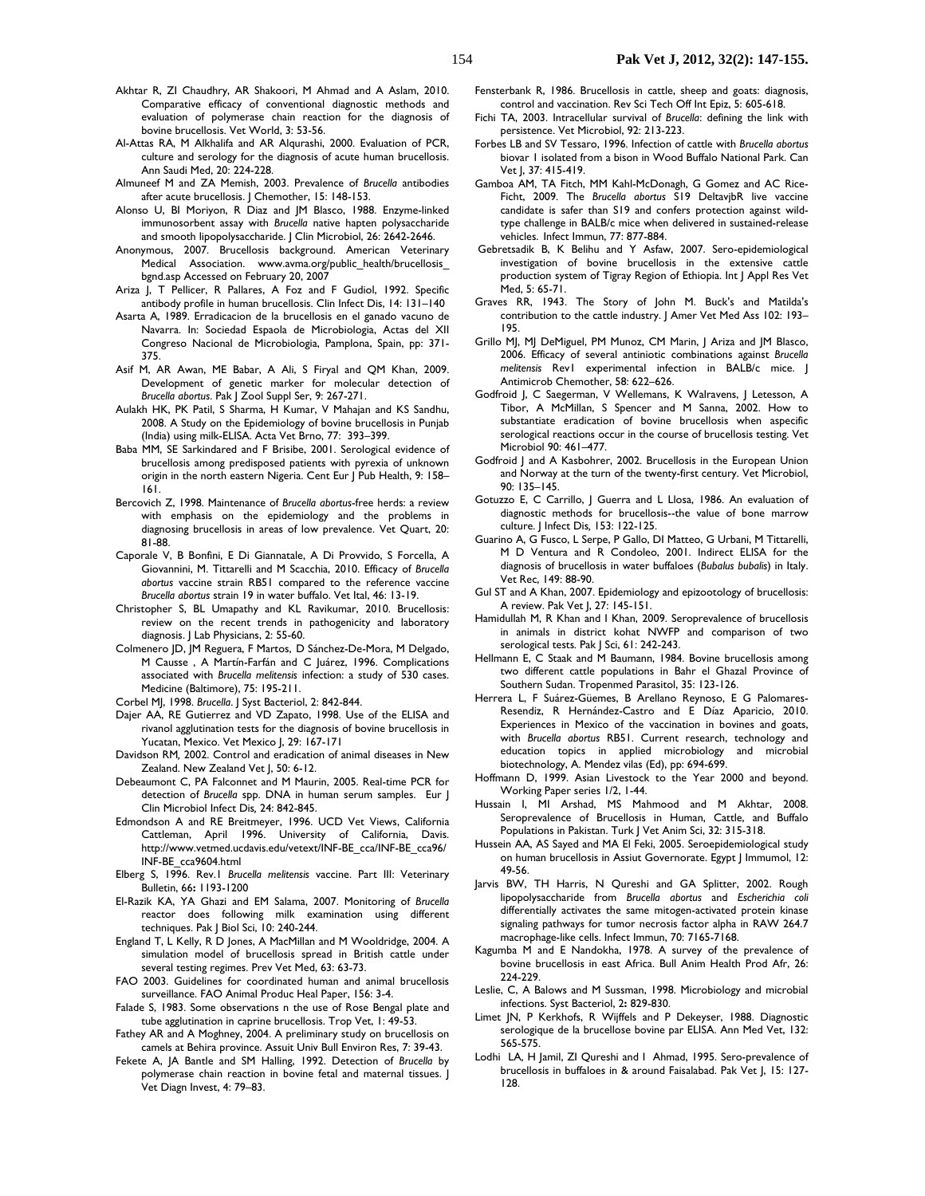Akhtar R, ZI Chaudhry, AR Shakoori, M Ahmad and A Aslam, 2010. Comparative efficacy of conventional diagnostic methods and evaluation of polymerase chain reaction for the diagnosis of bovine brucellosis. Vet World, 3: 53-56.

Al-Attas RA, M Alkhalifa and AR Alqurashi, 2000. Evaluation of PCR, culture and serology for the diagnosis of acute human brucellosis. Ann Saudi Med, 20: 224-228.

Almuneef M and ZA Memish, 2003. Prevalence of *Brucella* antibodies after acute brucellosis. J Chemother, 15: 148-153.

Alonso U, BI Moriyon, R Diaz and JM Blasco, 1988. Enzyme-linked immunosorbent assay with *Brucella* native hapten polysaccharide and smooth lipopolysaccharide. J Clin Microbiol, 26: 2642-2646.

Anonymous, 2007. Brucellosis background. American Veterinary Medical Association. www.avma.org/public_health/brucellosis_bgnd.asp Accessed on February 20, 2007

Ariza J, T Pellicer, R Pallares, A Foz and F Gudiol, 1992. Specific antibody profile in human brucellosis. Clin Infect Dis, 14: 131–140

Asarta A, 1989. Erradicacion de la brucellosis en el ganado vacuno de Navarra. In: Sociedad Espaola de Microbiologia, Actas del XII Congreso Nacional de Microbiologia, Pamplona, Spain, pp: 371-375.

Asif M, AR Awan, ME Babar, A Ali, S Firyal and QM Khan, 2009. Development of genetic marker for molecular detection of *Brucella abortus*. Pak J Zool Suppl Ser, 9: 267-271.

Aulakh HK, PK Patil, S Sharma, H Kumar, V Mahajan and KS Sandhu, 2008. A Study on the Epidemiology of bovine brucellosis in Punjab (India) using milk-ELISA. Acta Vet Brno, 77: 393–399.

Baba MM, SE Sarkindared and F Brisibe, 2001. Serological evidence of brucellosis among predisposed patients with pyrexia of unknown origin in the north eastern Nigeria. Cent Eur J Pub Health, 9: 158–161.

Bercovich Z, 1998. Maintenance of *Brucella abortus*-free herds: a review with emphasis on the epidemiology and the problems in diagnosing brucellosis in areas of low prevalence. Vet Quart, 20: 81-88.

Caporale V, B Bonfini, E Di Giannatale, A Di Provvido, S Forcella, A Giovannini, M. Tittarelli and M Scacchia, 2010. Efficacy of *Brucella abortus* vaccine strain RB51 compared to the reference vaccine *Brucella abortus* strain 19 in water buffalo. Vet Ital, 46: 13-19.

Christopher S, BL Umapathy and KL Ravikumar, 2010. Brucellosis: review on the recent trends in pathogenicity and laboratory diagnosis. J Lab Physicians, 2: 55-60.

Colmenero JD, JM Reguera, F Martos, D Sánchez-De-Mora, M Delgado, M Causse , A Martín-Farfán and C Juárez, 1996. Complications associated with *Brucella melitensis* infection: a study of 530 cases. Medicine (Baltimore), 75: 195-211.

Corbel MJ, 1998. *Brucella*. J Syst Bacteriol, 2: 842-844.

Dajer AA, RE Gutierrez and VD Zapato, 1998. Use of the ELISA and rivanol agglutination tests for the diagnosis of bovine brucellosis in Yucatan, Mexico. Vet Mexico J, 29: 167-171

Davidson RM, 2002. Control and eradication of animal diseases in New Zealand. New Zealand Vet J, 50: 6-12.

Debeaumont C, PA Falconnet and M Maurin, 2005. Real-time PCR for detection of *Brucella* spp. DNA in human serum samples. Eur J Clin Microbiol Infect Dis, 24: 842-845.

Edmondson A and RE Breitmeyer, 1996. UCD Vet Views, California Cattleman, April 1996. University of California, Davis. http://www.vetmed.ucdavis.edu/vetext/INF-BE_cca/INF-BE_cca96/INF-BE_cca9604.html

Elberg S, 1996. Rev.1 *Brucella melitensis* vaccine. Part III: Veterinary Bulletin, 66**:** 1193-1200

El-Razik KA, YA Ghazi and EM Salama, 2007. Monitoring of *Brucella* reactor does following milk examination using different techniques. Pak J Biol Sci, 10: 240-244.

England T, L Kelly, R D Jones, A MacMillan and M Wooldridge, 2004. A simulation model of brucellosis spread in British cattle under several testing regimes. Prev Vet Med, 63: 63-73.

FAO 2003. Guidelines for coordinated human and animal brucellosis surveillance. FAO Animal Produc Heal Paper, 156: 3-4.

Falade S, 1983. Some observations n the use of Rose Bengal plate and tube agglutination in caprine brucellosis. Trop Vet, 1: 49-53.

Fathey AR and A Moghney, 2004. A preliminary study on brucellosis on camels at Behira province. Assuit Univ Bull Environ Res, 7: 39-43.

Fekete A, JA Bantle and SM Halling, 1992. Detection of *Brucella* by polymerase chain reaction in bovine fetal and maternal tissues. J Vet Diagn Invest, 4: 79–83.

Fensterbank R, 1986. Brucellosis in cattle, sheep and goats: diagnosis, control and vaccination. Rev Sci Tech Off Int Epiz, 5: 605-618.

Fichi TA, 2003. Intracellular survival of *Brucella*: defining the link with persistence. Vet Microbiol, 92: 213-223.

Forbes LB and SV Tessaro, 1996. Infection of cattle with *Brucella abortus* biovar 1 isolated from a bison in Wood Buffalo National Park. Can Vet J, 37: 415-419.

Gamboa AM, TA Fitch, MM Kahl-McDonagh, G Gomez and AC Rice-Ficht, 2009. The *Brucella abortus* S19 DeltavjbR live vaccine candidate is safer than S19 and confers protection against wild-type challenge in BALB/c mice when delivered in sustained-release vehicles. Infect Immun, 77: 877-884.

Gebretsadik B, K Belihu and Y Asfaw, 2007. Sero-epidemiological investigation of bovine brucellosis in the extensive cattle production system of Tigray Region of Ethiopia. Int J Appl Res Vet Med, 5: 65-71.

Graves RR, 1943. The Story of John M. Buck's and Matilda's contribution to the cattle industry. J Amer Vet Med Ass 102: 193–195.

Grillo MJ, MJ DeMiguel, PM Munoz, CM Marin, J Ariza and JM Blasco, 2006. Efficacy of several antiniotic combinations against *Brucella melitensis* Rev1 experimental infection in BALB/c mice. J Antimicrob Chemother, 58: 622–626.

Godfroid J, C Saegerman, V Wellemans, K Walravens, J Letesson, A Tibor, A McMillan, S Spencer and M Sanna, 2002. How to substantiate eradication of bovine brucellosis when aspecific serological reactions occur in the course of brucellosis testing. Vet Microbiol 90: 461–477.

Godfroid J and A Kasbohrer, 2002. Brucellosis in the European Union and Norway at the turn of the twenty-first century. Vet Microbiol, 90: 135–145.

Gotuzzo E, C Carrillo, J Guerra and L Llosa, 1986. An evaluation of diagnostic methods for brucellosis--the value of bone marrow culture. J Infect Dis, 153: 122-125.

Guarino A, G Fusco, L Serpe, P Gallo, DI Matteo, G Urbani, M Tittarelli, M D Ventura and R Condoleo, 2001. Indirect ELISA for the diagnosis of brucellosis in water buffaloes (*Bubalus bubalis*) in Italy. Vet Rec, 149: 88-90.

Gul ST and A Khan, 2007. Epidemiology and epizootology of brucellosis: A review. Pak Vet J, 27: 145-151.

Hamidullah M, R Khan and I Khan, 2009. Seroprevalence of brucellosis in animals in district kohat NWFP and comparison of two serological tests. Pak J Sci, 61: 242-243.

Hellmann E, C Staak and M Baumann, 1984. Bovine brucellosis among two different cattle populations in Bahr el Ghazal Province of Southern Sudan. Tropenmed Parasitol, 35: 123-126.

Herrera L, F Suárez-Güemes, B Arellano Reynoso, E G Palomares-Resendiz, R Hernández-Castro and E Díaz Aparicio, 2010. Experiences in Mexico of the vaccination in bovines and goats, with *Brucella abortus* RB51. Current research, technology and education topics in applied microbiology and microbial biotechnology, A. Mendez vilas (Ed), pp: 694-699.

Hoffmann D, 1999. Asian Livestock to the Year 2000 and beyond. Working Paper series 1/2, 1-44.

Hussain I, MI Arshad, MS Mahmood and M Akhtar, 2008. Seroprevalence of Brucellosis in Human, Cattle, and Buffalo Populations in Pakistan. Turk J Vet Anim Sci, 32: 315-318.

Hussein AA, AS Sayed and MA El Feki, 2005. Seroepidemiological study on human brucellosis in Assiut Governorate. Egypt J Immumol, 12: 49-56.

Jarvis BW, TH Harris, N Qureshi and GA Splitter, 2002. Rough lipopolysaccharide from *Brucella abortus* and *Escherichia coli* differentially activates the same mitogen-activated protein kinase signaling pathways for tumor necrosis factor alpha in RAW 264.7 macrophage-like cells. Infect Immun, 70: 7165-7168.

Kagumba M and E Nandokha, 1978. A survey of the prevalence of bovine brucellosis in east Africa. Bull Anim Health Prod Afr, 26: 224-229.

Leslie, C, A Balows and M Sussman, 1998. Microbiology and microbial infections. Syst Bacteriol, 2**:** 829-830.

Limet JN, P Kerkhofs, R Wijffels and P Dekeyser, 1988. Diagnostic serologique de la brucellose bovine par ELISA. Ann Med Vet, 132: 565-575.

Lodhi LA, H Jamil, ZI Qureshi and I Ahmad, 1995. Sero-prevalence of brucellosis in buffaloes in & around Faisalabad. Pak Vet J, 15: 127-128.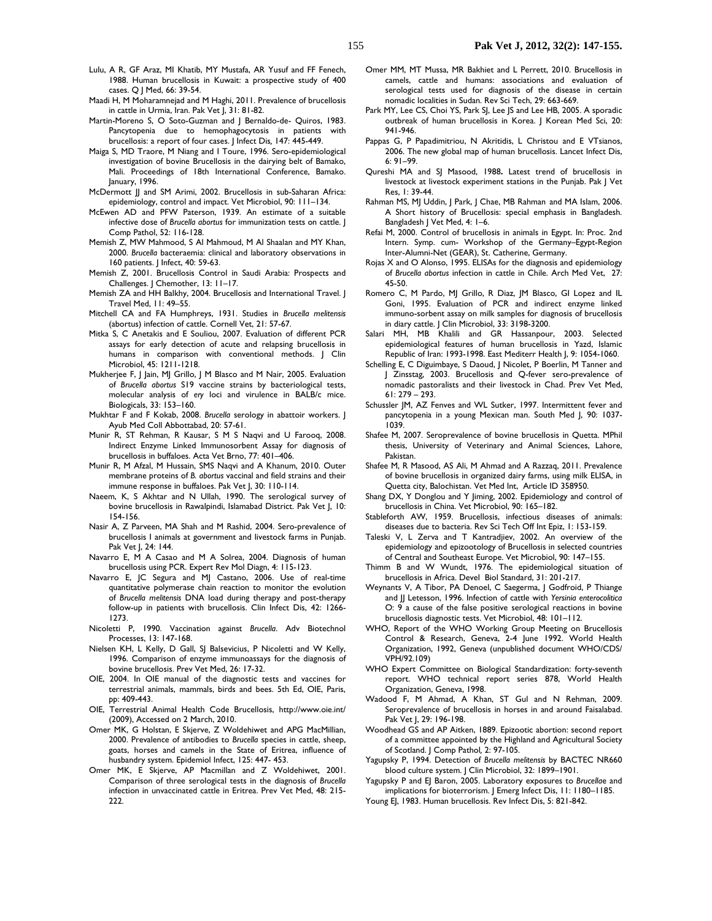Lulu, A R, GF Araz, MI Khatib, MY Mustafa, AR Yusuf and FF Fenech, 1988. Human brucellosis in Kuwait: a prospective study of 400 cases. Q J Med, 66: 39-54.

Maadi H, M Moharamnejad and M Haghi, 2011. Prevalence of brucellosis in cattle in Urmia, Iran. Pak Vet J, 31: 81-82.

Martin-Moreno S, O Soto-Guzman and J Bernaldo-de- Quiros, 1983. Pancytopenia due to hemophagocytosis in patients with brucellosis: a report of four cases. J Infect Dis, 147: 445-449.

Maiga S, MD Traore, M Niang and I Toure, 1996. Sero-epidemiological investigation of bovine Brucellosis in the dairying belt of Bamako, Mali. Proceedings of 18th International Conference, Bamako. January, 1996.

McDermott JJ and SM Arimi, 2002. Brucellosis in sub-Saharan Africa: epidemiology, control and impact. Vet Microbiol, 90: 111–134.

McEwen AD and PFW Paterson, 1939. An estimate of a suitable infective dose of *Brucella abortus* for immunization tests on cattle. J Comp Pathol, 52: 116-128.

Memish Z, MW Mahmood, S Al Mahmoud, M Al Shaalan and MY Khan, 2000. *Brucella* bacteraemia: clinical and laboratory observations in 160 patients. J Infect, 40: 59-63.

Memish Z, 2001. Brucellosis Control in Saudi Arabia: Prospects and Challenges. J Chemother, 13: 11–17.

Memish ZA and HH Balkhy, 2004. Brucellosis and International Travel. J Travel Med, 11: 49–55.

Mitchell CA and FA Humphreys, 1931. Studies in *Brucella melitensis* (abortus) infection of cattle. Cornell Vet, 21: 57-67.

Mitka S, C Anetakis and E Souliou, 2007. Evaluation of different PCR assays for early detection of acute and relapsing brucellosis in humans in comparison with conventional methods. J Clin Microbiol, 45: 1211-1218.

Mukherjee F, J Jain, MJ Grillo, J M Blasco and M Nair, 2005. Evaluation of *Brucella abortus* S19 vaccine strains by bacteriological tests, molecular analysis of *ery* loci and virulence in BALB/c mice. Biologicals, 33: 153–160.

Mukhtar F and F Kokab, 2008. *Brucella* serology in abattoir workers. J Ayub Med Coll Abbottabad, 20: 57-61.

Munir R, ST Rehman, R Kausar, S M S Naqvi and U Farooq, 2008. Indirect Enzyme Linked Immunosorbent Assay for diagnosis of brucellosis in buffaloes. Acta Vet Brno, 77: 401–406.

Munir R, M Afzal, M Hussain, SMS Naqvi and A Khanum, 2010. Outer membrane proteins of *B. abortus* vaccinal and field strains and their immune response in buffaloes. Pak Vet J, 30: 110-114.

Naeem, K, S Akhtar and N Ullah, 1990. The serological survey of bovine brucellosis in Rawalpindi, Islamabad District. Pak Vet J, 10: 154-156.

Nasir A, Z Parveen, MA Shah and M Rashid, 2004. Sero-prevalence of brucellosis I animals at government and livestock farms in Punjab. Pak Vet J, 24: 144.

Navarro E, M A Casao and M A Solrea, 2004. Diagnosis of human brucellosis using PCR. Expert Rev Mol Diagn, 4: 115-123.

Navarro E, JC Segura and MJ Castano, 2006. Use of real-time quantitative polymerase chain reaction to monitor the evolution of *Brucella melitensis* DNA load during therapy and post-therapy follow-up in patients with brucellosis. Clin Infect Dis, 42: 1266-1273.

Nicoletti P, 1990. Vaccination against *Brucella*. Adv Biotechnol Processes, 13: 147-168.

Nielsen KH, L Kelly, D Gall, SJ Balsevicius, P Nicoletti and W Kelly, 1996. Comparison of enzyme immunoassays for the diagnosis of bovine brucellosis. Prev Vet Med, 26: 17-32.

OIE, 2004. In OIE manual of the diagnostic tests and vaccines for terrestrial animals, mammals, birds and bees. 5th Ed, OIE, Paris, pp: 409-443.

OIE, Terrestrial Animal Health Code Brucellosis, http://www.oie.int/ (2009), Accessed on 2 March, 2010.

Omer MK, G Holstan, E Skjerve, Z Woldehiwet and APG MacMillian, 2000. Prevalence of antibodies to *Brucella* species in cattle, sheep, goats, horses and camels in the State of Eritrea, influence of husbandry system. Epidemiol Infect, 125: 447- 453.

Omer MK, E Skjerve, AP Macmillan and Z Woldehiwet, 2001. Comparison of three serological tests in the diagnosis of *Brucella* infection in unvaccinated cattle in Eritrea. Prev Vet Med, 48: 215-222.

Omer MM, MT Mussa, MR Bakhiet and L Perrett, 2010. Brucellosis in camels, cattle and humans: associations and evaluation of serological tests used for diagnosis of the disease in certain nomadic localities in Sudan. Rev Sci Tech, 29: 663-669.

Park MY, Lee CS, Choi YS, Park SJ, Lee JS and Lee HB, 2005. A sporadic outbreak of human brucellosis in Korea. J Korean Med Sci, 20: 941-946.

Pappas G, P Papadimitriou, N Akritidis, L Christou and E VTsianos, 2006. The new global map of human brucellosis. Lancet Infect Dis, 6: 91–99.

Qureshi MA and SJ Masood, 1988**.** Latest trend of brucellosis in livestock at livestock experiment stations in the Punjab. Pak J Vet Res, 1: 39-44.

Rahman MS, MJ Uddin, J Park, J Chae, MB Rahman and MA Islam, 2006. A Short history of Brucellosis: special emphasis in Bangladesh. Bangladesh J Vet Med, 4: 1–6.

Refai M, 2000. Control of brucellosis in animals in Egypt. In: Proc. 2nd Intern. Symp. cum- Workshop of the Germany–Egypt-Region Inter-Alumni-Net (GEAR), St. Catherine, Germany.

Rojas X and O Alonso, 1995. ELISAs for the diagnosis and epidemiology of *Brucella abortus* infection in cattle in Chile. Arch Med Vet, 27: 45-50.

Romero C, M Pardo, MJ Grillo, R Diaz, JM Blasco, GI Lopez and IL Goni, 1995. Evaluation of PCR and indirect enzyme linked immuno-sorbent assay on milk samples for diagnosis of brucellosis in diary cattle. J Clin Microbiol, 33: 3198-3200.

Salari MH, MB Khalili and GR Hassanpour, 2003. Selected epidemiological features of human brucellosis in Yazd, Islamic Republic of Iran: 1993-1998. East Mediterr Health J, 9: 1054-1060.

Schelling E, C Diguimbaye, S Daoud, J Nicolet, P Boerlin, M Tanner and J Zinsstag, 2003. Brucellosis and Q-fever sero-prevalence of nomadic pastoralists and their livestock in Chad. Prev Vet Med, 61: 279 – 293.

Schussler JM, AZ Fenves and WL Sutker, 1997. Intermittent fever and pancytopenia in a young Mexican man. South Med J, 90: 1037-1039.

Shafee M, 2007. Seroprevalence of bovine brucellosis in Quetta. MPhil thesis, University of Veterinary and Animal Sciences, Lahore, Pakistan.

Shafee M, R Masood, AS Ali, M Ahmad and A Razzaq, 2011. Prevalence of bovine brucellosis in organized dairy farms, using milk ELISA, in Quetta city, Balochistan. Vet Med Int, Article ID 358950.

Shang DX, Y Donglou and Y Jiming, 2002. Epidemiology and control of brucellosis in China. Vet Microbiol, 90: 165–182.

Stableforth AW, 1959. Brucellosis, infectious diseases of animals: diseases due to bacteria. Rev Sci Tech Off Int Epiz, 1: 153-159.

Taleski V, L Zerva and T Kantradjiev, 2002. An overview of the epidemiology and epizootology of Brucellosis in selected countries of Central and Southeast Europe. Vet Microbiol, 90: 147–155.

Thimm B and W Wundt, 1976. The epidemiological situation of brucellosis in Africa. Devel Biol Standard, 31: 201-217.

Weynants V, A Tibor, PA Denoel, C Saegerma, J Godfroid, P Thiange and JJ Letesson, 1996. Infection of cattle with *Yersinia enterocolitica* O: 9 a cause of the false positive serological reactions in bovine brucellosis diagnostic tests. Vet Microbiol, 48: 101–112.

WHO, Report of the WHO Working Group Meeting on Brucellosis Control & Research, Geneva, 2-4 June 1992. World Health Organization, 1992, Geneva (unpublished document WHO/CDS/ VPH/92.109)

WHO Expert Committee on Biological Standardization: forty-seventh report. WHO technical report series 878, World Health Organization, Geneva, 1998.

Wadood F, M Ahmad, A Khan, ST Gul and N Rehman, 2009. Seroprevalence of brucellosis in horses in and around Faisalabad. Pak Vet J, 29: 196-198.

Woodhead GS and AP Aitken, 1889. Epizootic abortion: second report of a committee appointed by the Highland and Agricultural Society of Scotland. J Comp Pathol, 2: 97-105.

Yagupsky P, 1994. Detection of *Brucella melitensis* by BACTEC NR660 blood culture system. J Clin Microbiol, 32: 1899–1901.

Yagupsky P and EJ Baron, 2005. Laboratory exposures to *Brucellae* and implications for bioterrorism. J Emerg Infect Dis, 11: 1180–1185.

Young EJ, 1983. Human brucellosis. Rev Infect Dis, 5: 821-842.